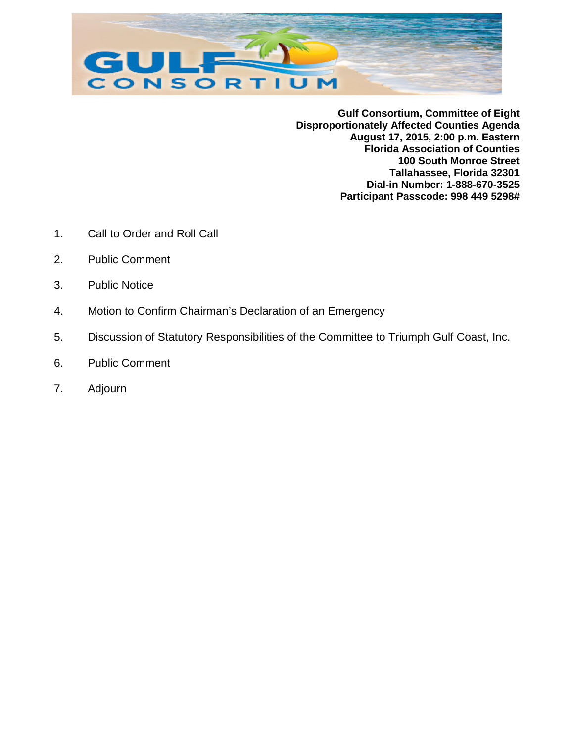**Gulf Consortium, Committee of Eight**
**Disproportionately Affected Counties Agenda**
**August 17, 2015, 2:00 p.m. Eastern**
**Florida Association of Counties**
**100 South Monroe Street**
**Tallahassee, Florida 32301**
**Dial-in Number: 1-888-670-3525**
**Participant Passcode: 998 449 5298#**

1. Call to Order and Roll Call
2. Public Comment
3. Public Notice
4. Motion to Confirm Chairman's Declaration of an Emergency
5. Discussion of Statutory Responsibilities of the Committee to Triumph Gulf Coast, Inc.
6. Public Comment
7. Adjourn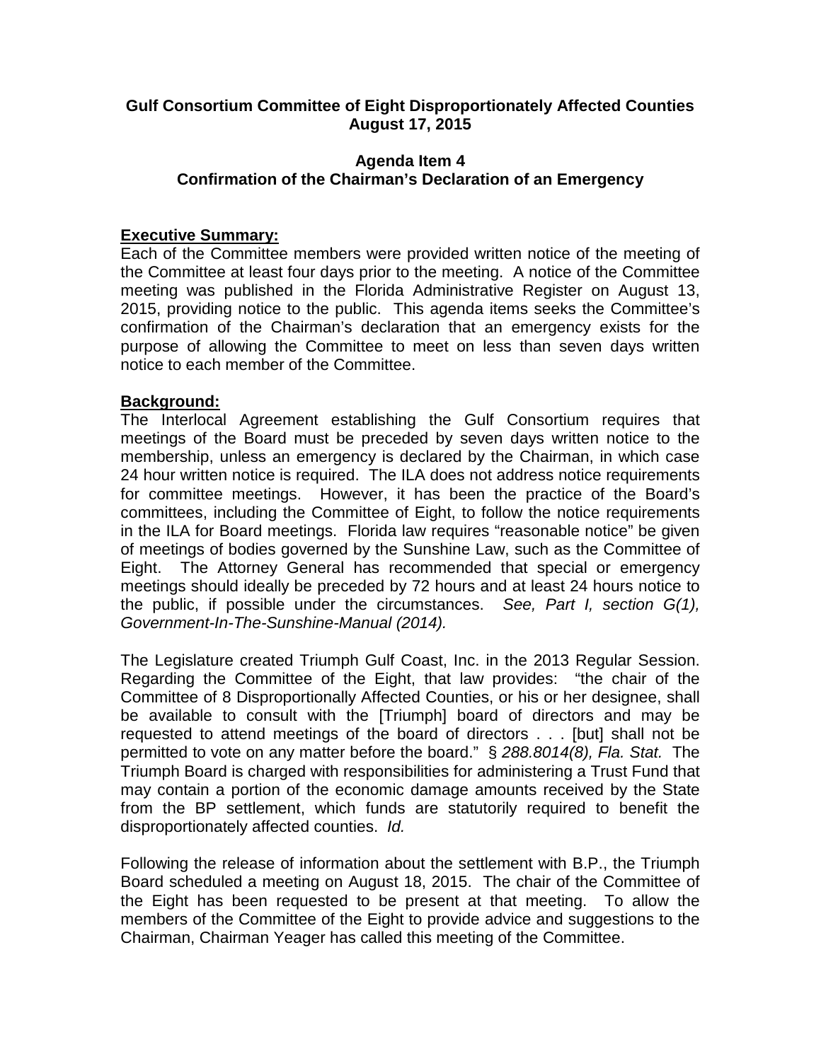**Gulf Consortium Committee of Eight Disproportionately Affected Counties**
**August 17, 2015**

**Agenda Item 4**
**Confirmation of the Chairman's Declaration of an Emergency**

**Executive Summary:**

Each of the Committee members were provided written notice of the meeting of the Committee at least four days prior to the meeting. A notice of the Committee meeting was published in the Florida Administrative Register on August 13, 2015, providing notice to the public. This agenda items seeks the Committee's confirmation of the Chairman's declaration that an emergency exists for the purpose of allowing the Committee to meet on less than seven days written notice to each member of the Committee.

**Background:**

The Interlocal Agreement establishing the Gulf Consortium requires that meetings of the Board must be preceded by seven days written notice to the membership, unless an emergency is declared by the Chairman, in which case 24 hour written notice is required. The ILA does not address notice requirements for committee meetings. However, it has been the practice of the Board's committees, including the Committee of Eight, to follow the notice requirements in the ILA for Board meetings. Florida law requires "reasonable notice" be given of meetings of bodies governed by the Sunshine Law, such as the Committee of Eight. The Attorney General has recommended that special or emergency meetings should ideally be preceded by 72 hours and at least 24 hours notice to the public, if possible under the circumstances. *See, Part I, section G(1), Government-In-The-Sunshine-Manual (2014).*

The Legislature created Triumph Gulf Coast, Inc. in the 2013 Regular Session. Regarding the Committee of the Eight, that law provides: "the chair of the Committee of 8 Disproportionally Affected Counties, or his or her designee, shall be available to consult with the [Triumph] board of directors and may be requested to attend meetings of the board of directors . . . [but] shall not be permitted to vote on any matter before the board." § *288.8014(8), Fla. Stat.* The Triumph Board is charged with responsibilities for administering a Trust Fund that may contain a portion of the economic damage amounts received by the State from the BP settlement, which funds are statutorily required to benefit the disproportionately affected counties. *Id.*

Following the release of information about the settlement with B.P., the Triumph Board scheduled a meeting on August 18, 2015. The chair of the Committee of the Eight has been requested to be present at that meeting. To allow the members of the Committee of the Eight to provide advice and suggestions to the Chairman, Chairman Yeager has called this meeting of the Committee.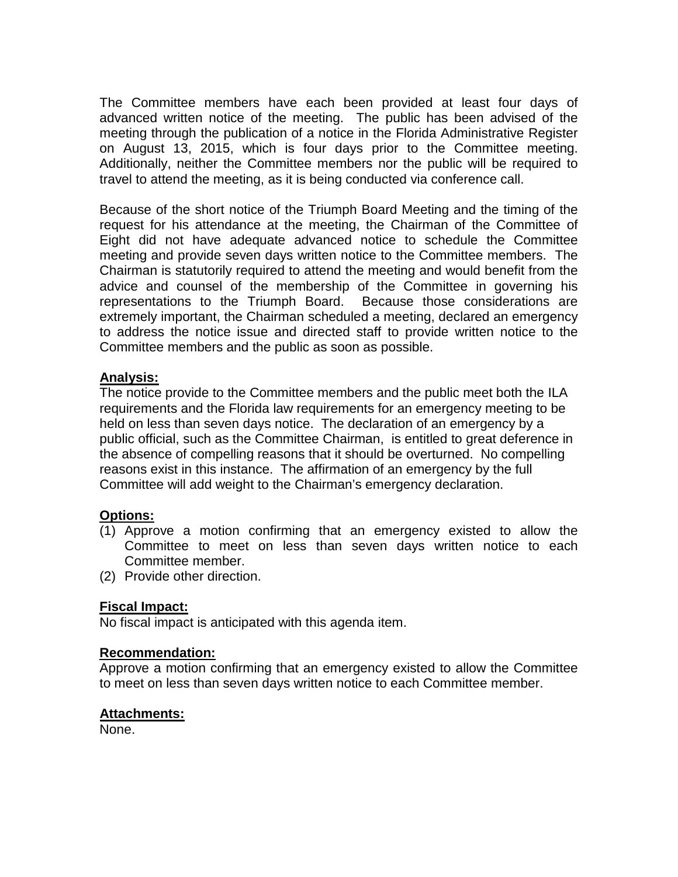The Committee members have each been provided at least four days of advanced written notice of the meeting. The public has been advised of the meeting through the publication of a notice in the Florida Administrative Register on August 13, 2015, which is four days prior to the Committee meeting. Additionally, neither the Committee members nor the public will be required to travel to attend the meeting, as it is being conducted via conference call.

Because of the short notice of the Triumph Board Meeting and the timing of the request for his attendance at the meeting, the Chairman of the Committee of Eight did not have adequate advanced notice to schedule the Committee meeting and provide seven days written notice to the Committee members. The Chairman is statutorily required to attend the meeting and would benefit from the advice and counsel of the membership of the Committee in governing his representations to the Triumph Board. Because those considerations are extremely important, the Chairman scheduled a meeting, declared an emergency to address the notice issue and directed staff to provide written notice to the Committee members and the public as soon as possible.

**Analysis:**

The notice provide to the Committee members and the public meet both the ILA requirements and the Florida law requirements for an emergency meeting to be held on less than seven days notice. The declaration of an emergency by a public official, such as the Committee Chairman, is entitled to great deference in the absence of compelling reasons that it should be overturned. No compelling reasons exist in this instance. The affirmation of an emergency by the full Committee will add weight to the Chairman's emergency declaration.

**Options:**

(1) Approve a motion confirming that an emergency existed to allow the Committee to meet on less than seven days written notice to each Committee member.
(2) Provide other direction.

**Fiscal Impact:**

No fiscal impact is anticipated with this agenda item.

**Recommendation:**

Approve a motion confirming that an emergency existed to allow the Committee to meet on less than seven days written notice to each Committee member.

**Attachments:**

None.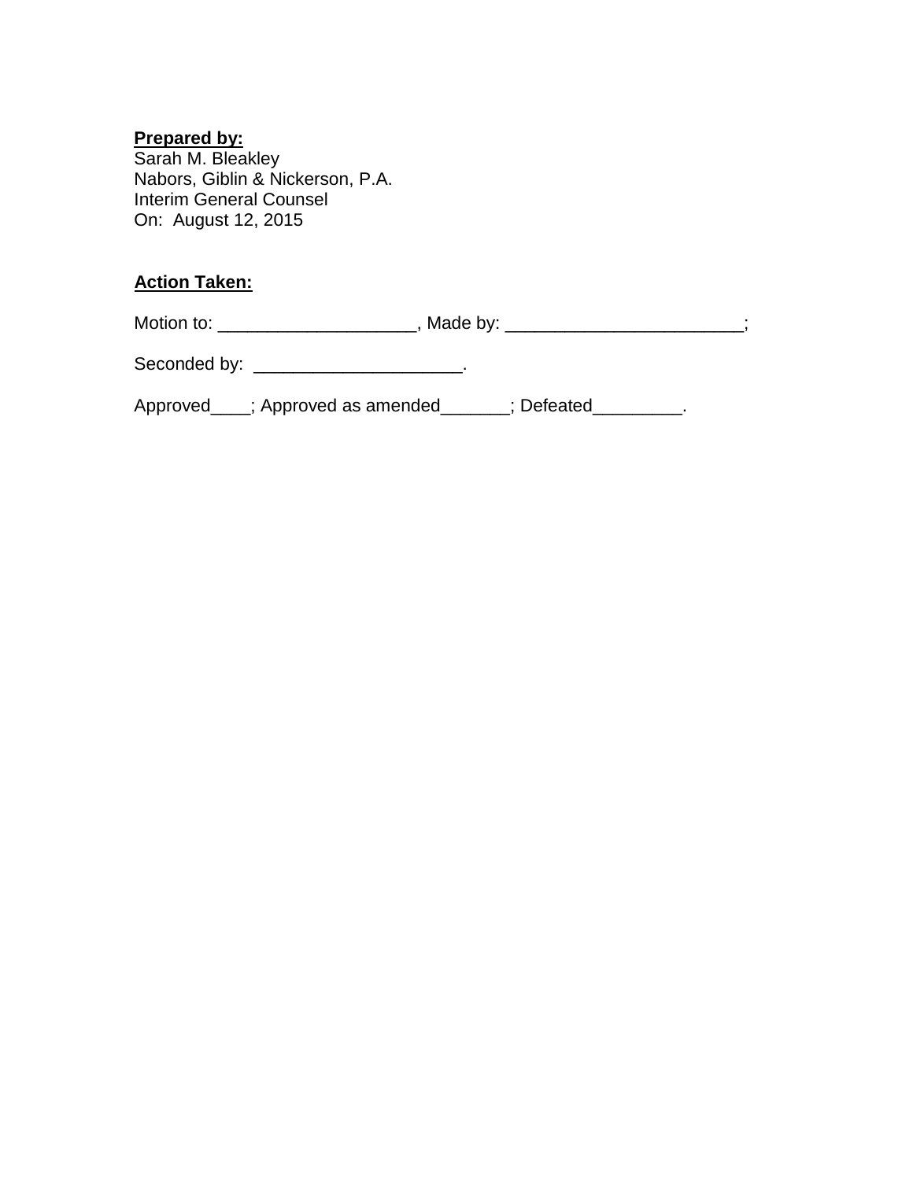**Prepared by:**
Sarah M. Bleakley
Nabors, Giblin & Nickerson, P.A.
Interim General Counsel
On: August 12, 2015

**Action Taken:**

Motion to: ____________________, Made by: ________________________;

Seconded by: _____________________.

Approved____; Approved as amended_______; Defeated_________.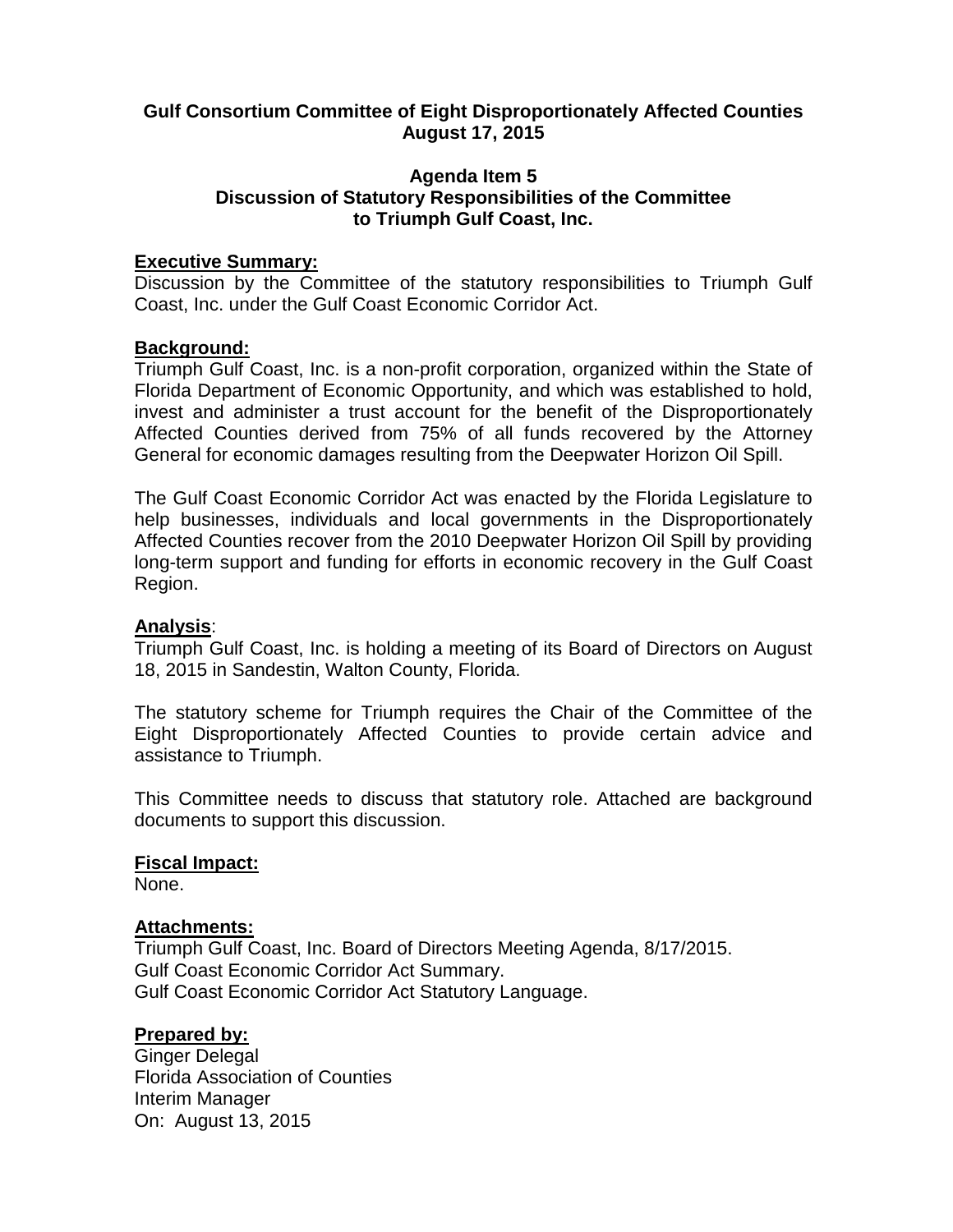**Gulf Consortium Committee of Eight Disproportionately Affected Counties**
**August 17, 2015**

**Agenda Item 5**
**Discussion of Statutory Responsibilities of the Committee to Triumph Gulf Coast, Inc.**

**Executive Summary:**

Discussion by the Committee of the statutory responsibilities to Triumph Gulf Coast, Inc. under the Gulf Coast Economic Corridor Act.

**Background:**

Triumph Gulf Coast, Inc. is a non-profit corporation, organized within the State of Florida Department of Economic Opportunity, and which was established to hold, invest and administer a trust account for the benefit of the Disproportionately Affected Counties derived from 75% of all funds recovered by the Attorney General for economic damages resulting from the Deepwater Horizon Oil Spill.

The Gulf Coast Economic Corridor Act was enacted by the Florida Legislature to help businesses, individuals and local governments in the Disproportionately Affected Counties recover from the 2010 Deepwater Horizon Oil Spill by providing long-term support and funding for efforts in economic recovery in the Gulf Coast Region.

**Analysis**:

Triumph Gulf Coast, Inc. is holding a meeting of its Board of Directors on August 18, 2015 in Sandestin, Walton County, Florida.

The statutory scheme for Triumph requires the Chair of the Committee of the Eight Disproportionately Affected Counties to provide certain advice and assistance to Triumph.

This Committee needs to discuss that statutory role. Attached are background documents to support this discussion.

**Fiscal Impact:**

None.

**Attachments:**

Triumph Gulf Coast, Inc. Board of Directors Meeting Agenda, 8/17/2015.
Gulf Coast Economic Corridor Act Summary.
Gulf Coast Economic Corridor Act Statutory Language.

**Prepared by:**

Ginger Delegal
Florida Association of Counties
Interim Manager
On: August 13, 2015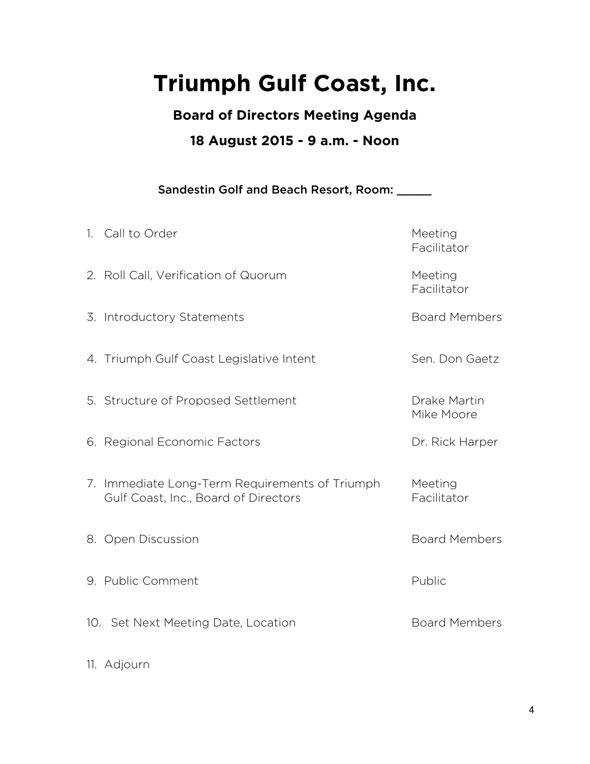# Triumph Gulf Coast, Inc.

## Board of Directors Meeting Agenda

## 18 August 2015 - 9 a.m. - Noon

Sandestin Golf and Beach Resort, Room: _____

| | |
|---|---|
| 1. Call to Order | Meeting Facilitator |
| 2. Roll Call, Verification of Quorum | Meeting Facilitator |
| 3. Introductory Statements | Board Members |
| 4. Triumph Gulf Coast Legislative Intent | Sen. Don Gaetz |
| 5. Structure of Proposed Settlement | Drake Martin<br>Mike Moore |
| 6. Regional Economic Factors | Dr. Rick Harper |
| 7. Immediate Long-Term Requirements of Triumph Gulf Coast, Inc., Board of Directors | Meeting Facilitator |
| 8. Open Discussion | Board Members |
| 9. Public Comment | Public |
| 10. Set Next Meeting Date, Location | Board Members |
| 11. Adjourn | |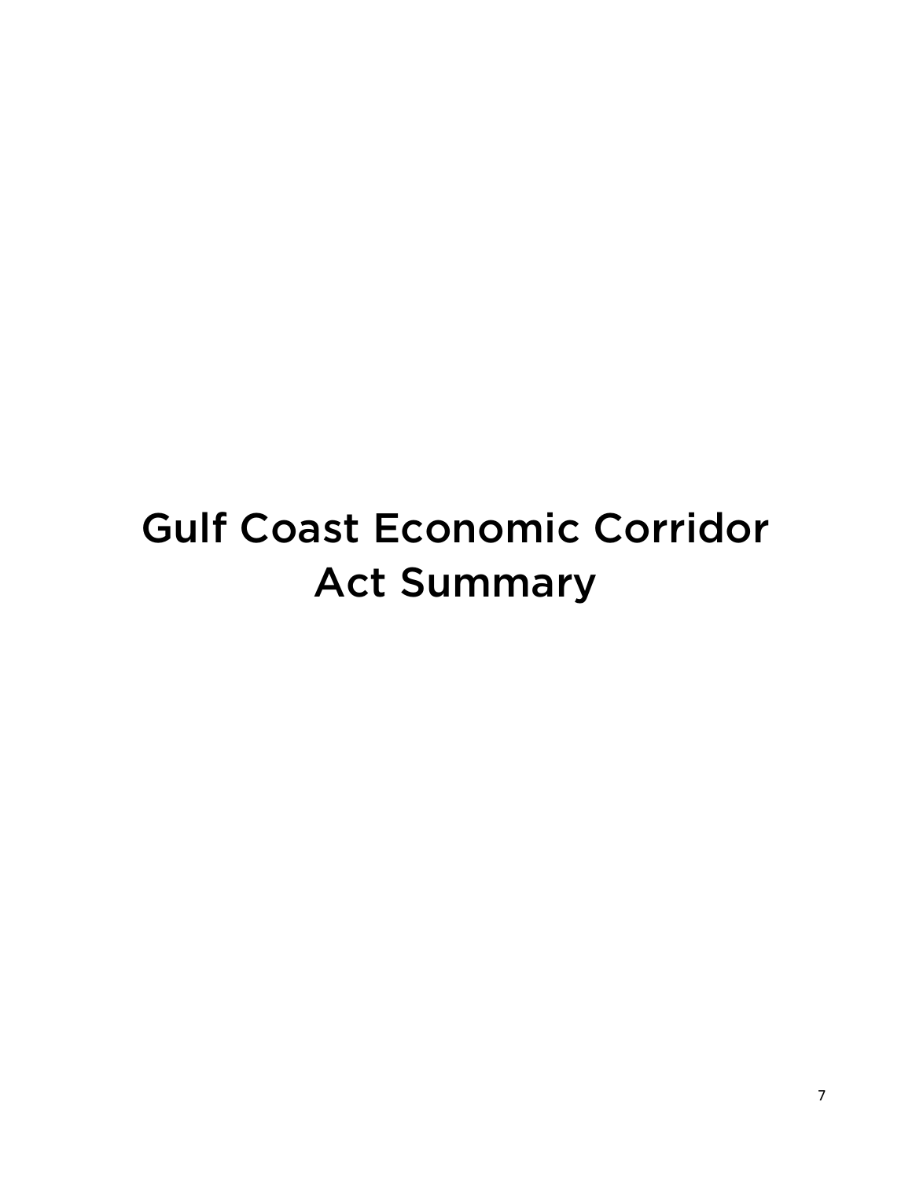# Gulf Coast Economic Corridor Act Summary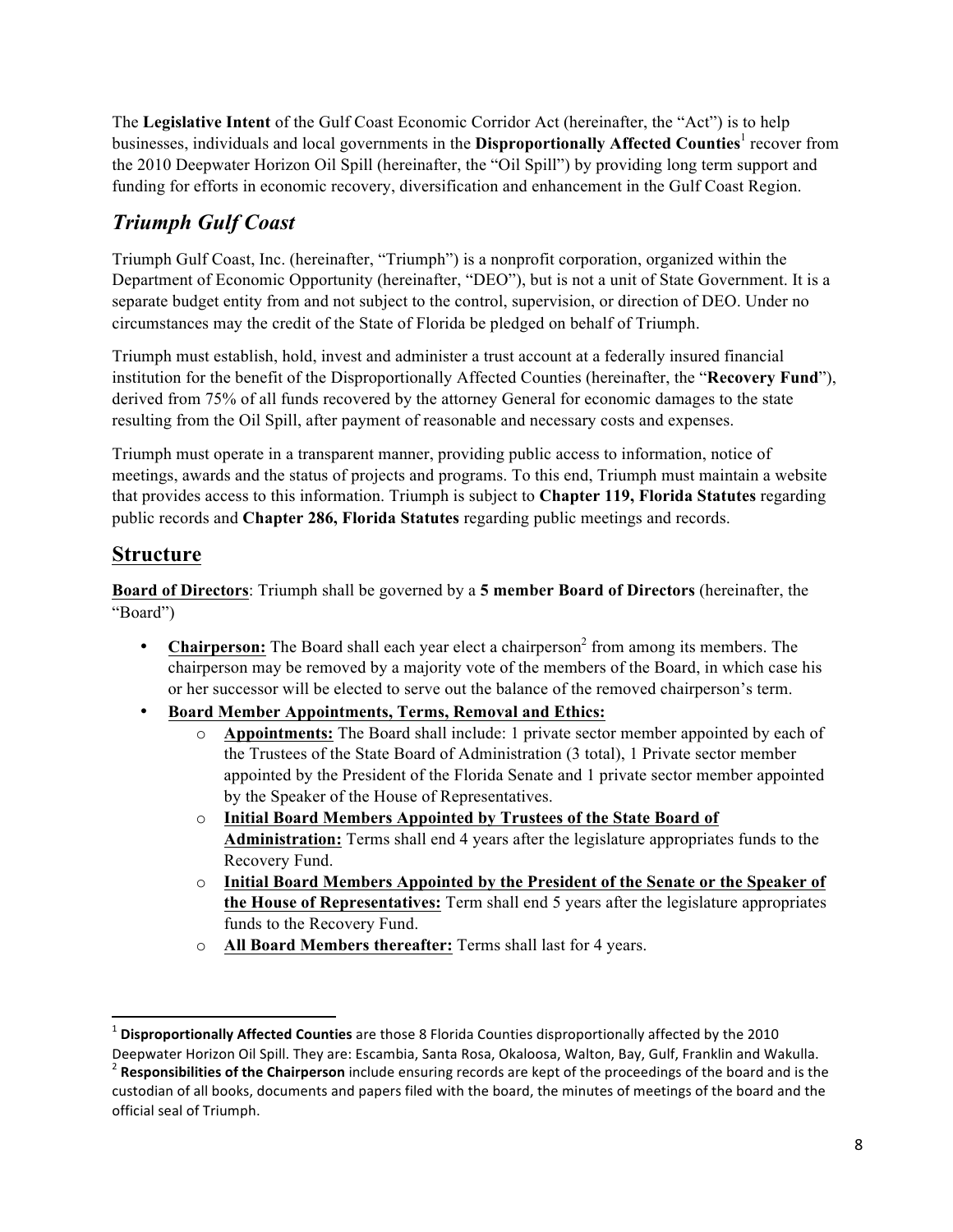The **Legislative Intent** of the Gulf Coast Economic Corridor Act (hereinafter, the "Act") is to help businesses, individuals and local governments in the **Disproportionally Affected Counties**[1] recover from the 2010 Deepwater Horizon Oil Spill (hereinafter, the "Oil Spill") by providing long term support and funding for efforts in economic recovery, diversification and enhancement in the Gulf Coast Region.

## *Triumph Gulf Coast*

Triumph Gulf Coast, Inc. (hereinafter, "Triumph") is a nonprofit corporation, organized within the Department of Economic Opportunity (hereinafter, "DEO"), but is not a unit of State Government. It is a separate budget entity from and not subject to the control, supervision, or direction of DEO. Under no circumstances may the credit of the State of Florida be pledged on behalf of Triumph.

Triumph must establish, hold, invest and administer a trust account at a federally insured financial institution for the benefit of the Disproportionally Affected Counties (hereinafter, the "**Recovery Fund**"), derived from 75% of all funds recovered by the attorney General for economic damages to the state resulting from the Oil Spill, after payment of reasonable and necessary costs and expenses.

Triumph must operate in a transparent manner, providing public access to information, notice of meetings, awards and the status of projects and programs. To this end, Triumph must maintain a website that provides access to this information. Triumph is subject to **Chapter 119, Florida Statutes** regarding public records and **Chapter 286, Florida Statutes** regarding public meetings and records.

## Structure

**Board of Directors**: Triumph shall be governed by a **5 member Board of Directors** (hereinafter, the "Board")

- **Chairperson:** The Board shall each year elect a chairperson[2] from among its members. The chairperson may be removed by a majority vote of the members of the Board, in which case his or her successor will be elected to serve out the balance of the removed chairperson's term.
- **Board Member Appointments, Terms, Removal and Ethics:**
  - **Appointments:** The Board shall include: 1 private sector member appointed by each of the Trustees of the State Board of Administration (3 total), 1 Private sector member appointed by the President of the Florida Senate and 1 private sector member appointed by the Speaker of the House of Representatives.
  - **Initial Board Members Appointed by Trustees of the State Board of Administration:** Terms shall end 4 years after the legislature appropriates funds to the Recovery Fund.
  - **Initial Board Members Appointed by the President of the Senate or the Speaker of the House of Representatives:** Term shall end 5 years after the legislature appropriates funds to the Recovery Fund.
  - **All Board Members thereafter:** Terms shall last for 4 years.

---

[1] **Disproportionally Affected Counties** are those 8 Florida Counties disproportionally affected by the 2010 Deepwater Horizon Oil Spill. They are: Escambia, Santa Rosa, Okaloosa, Walton, Bay, Gulf, Franklin and Wakulla.

[2] **Responsibilities of the Chairperson** include ensuring records are kept of the proceedings of the board and is the custodian of all books, documents and papers filed with the board, the minutes of meetings of the board and the official seal of Triumph.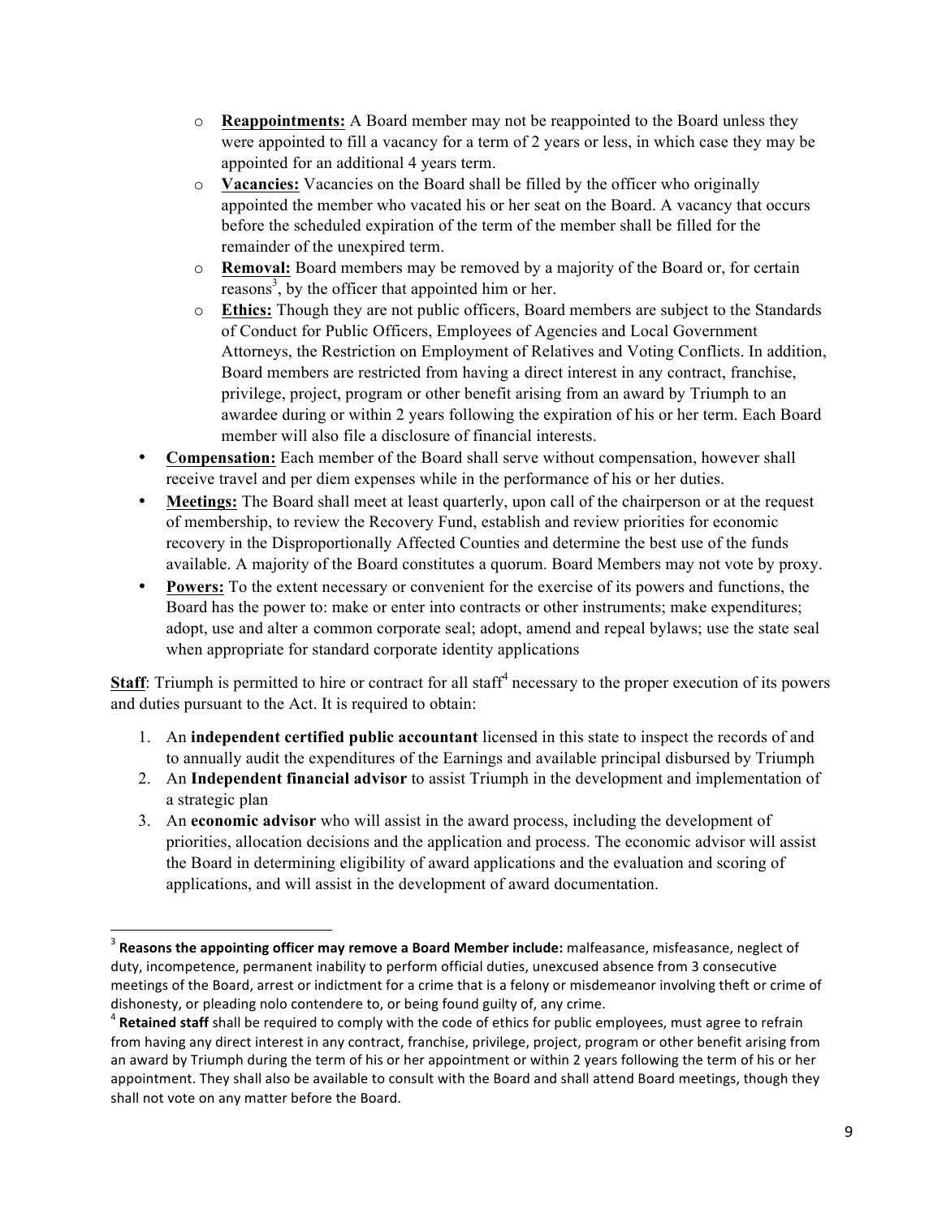- **Reappointments:** A Board member may not be reappointed to the Board unless they were appointed to fill a vacancy for a term of 2 years or less, in which case they may be appointed for an additional 4 years term.
  - **Vacancies:** Vacancies on the Board shall be filled by the officer who originally appointed the member who vacated his or her seat on the Board. A vacancy that occurs before the scheduled expiration of the term of the member shall be filled for the remainder of the unexpired term.
  - **Removal:** Board members may be removed by a majority of the Board or, for certain reasons[3], by the officer that appointed him or her.
  - **Ethics:** Though they are not public officers, Board members are subject to the Standards of Conduct for Public Officers, Employees of Agencies and Local Government Attorneys, the Restriction on Employment of Relatives and Voting Conflicts. In addition, Board members are restricted from having a direct interest in any contract, franchise, privilege, project, program or other benefit arising from an award by Triumph to an awardee during or within 2 years following the expiration of his or her term. Each Board member will also file a disclosure of financial interests.
- **Compensation:** Each member of the Board shall serve without compensation, however shall receive travel and per diem expenses while in the performance of his or her duties.
- **Meetings:** The Board shall meet at least quarterly, upon call of the chairperson or at the request of membership, to review the Recovery Fund, establish and review priorities for economic recovery in the Disproportionally Affected Counties and determine the best use of the funds available. A majority of the Board constitutes a quorum. Board Members may not vote by proxy.
- **Powers:** To the extent necessary or convenient for the exercise of its powers and functions, the Board has the power to: make or enter into contracts or other instruments; make expenditures; adopt, use and alter a common corporate seal; adopt, amend and repeal bylaws; use the state seal when appropriate for standard corporate identity applications

**Staff**: Triumph is permitted to hire or contract for all staff[4] necessary to the proper execution of its powers and duties pursuant to the Act. It is required to obtain:

1. An **independent certified public accountant** licensed in this state to inspect the records of and to annually audit the expenditures of the Earnings and available principal disbursed by Triumph
2. An **Independent financial advisor** to assist Triumph in the development and implementation of a strategic plan
3. An **economic advisor** who will assist in the award process, including the development of priorities, allocation decisions and the application and process. The economic advisor will assist the Board in determining eligibility of award applications and the evaluation and scoring of applications, and will assist in the development of award documentation.

---

[3] **Reasons the appointing officer may remove a Board Member include:** malfeasance, misfeasance, neglect of duty, incompetence, permanent inability to perform official duties, unexcused absence from 3 consecutive meetings of the Board, arrest or indictment for a crime that is a felony or misdemeanor involving theft or crime of dishonesty, or pleading nolo contendere to, or being found guilty of, any crime.

[4] **Retained staff** shall be required to comply with the code of ethics for public employees, must agree to refrain from having any direct interest in any contract, franchise, privilege, project, program or other benefit arising from an award by Triumph during the term of his or her appointment or within 2 years following the term of his or her appointment. They shall also be available to consult with the Board and shall attend Board meetings, though they shall not vote on any matter before the Board.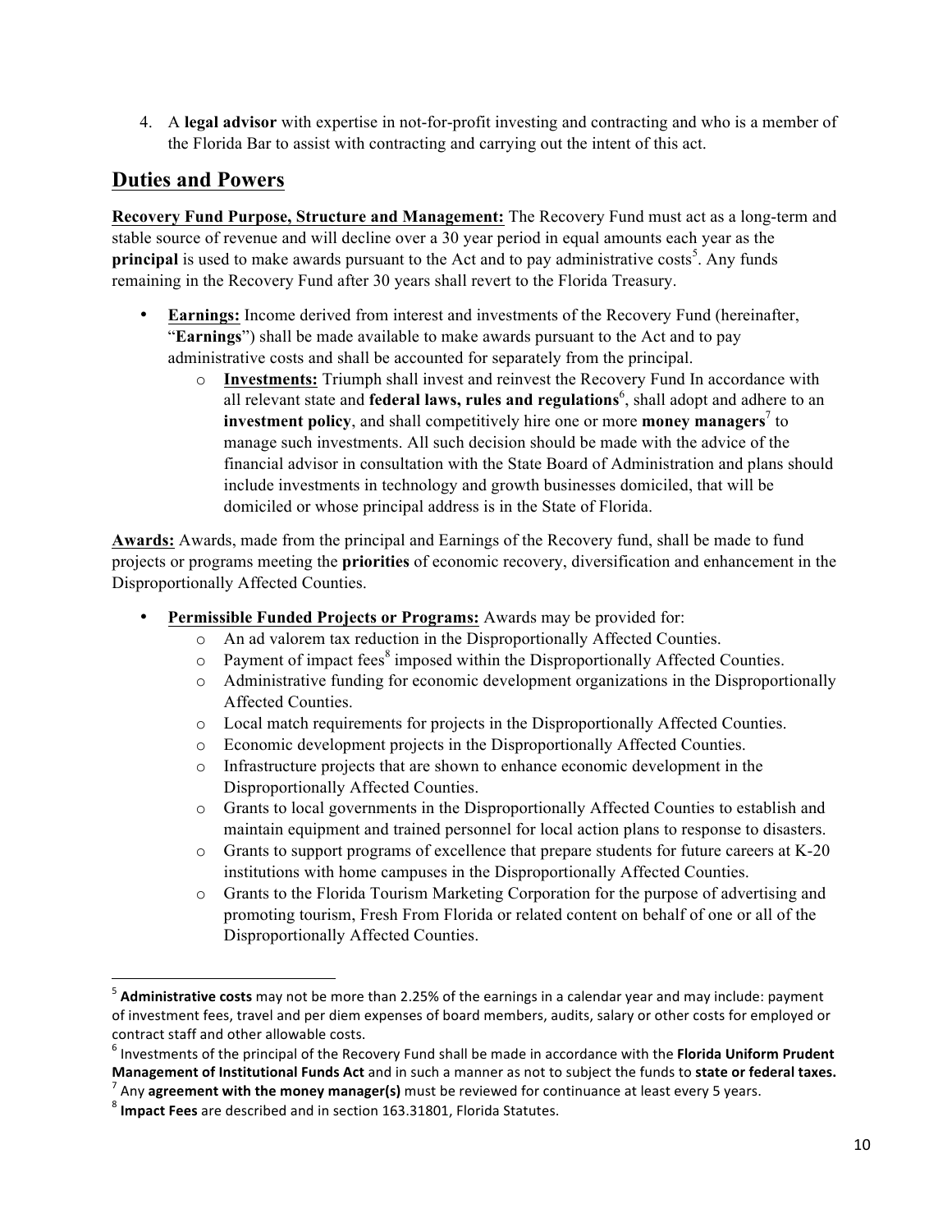4. A **legal advisor** with expertise in not-for-profit investing and contracting and who is a member of the Florida Bar to assist with contracting and carrying out the intent of this act.

## Duties and Powers

**Recovery Fund Purpose, Structure and Management:** The Recovery Fund must act as a long-term and stable source of revenue and will decline over a 30 year period in equal amounts each year as the **principal** is used to make awards pursuant to the Act and to pay administrative costs[5]. Any funds remaining in the Recovery Fund after 30 years shall revert to the Florida Treasury.

- **Earnings:** Income derived from interest and investments of the Recovery Fund (hereinafter, "**Earnings**") shall be made available to make awards pursuant to the Act and to pay administrative costs and shall be accounted for separately from the principal.
    - **Investments:** Triumph shall invest and reinvest the Recovery Fund In accordance with all relevant state and **federal laws, rules and regulations**[6], shall adopt and adhere to an **investment policy**, and shall competitively hire one or more **money managers**[7] to manage such investments. All such decision should be made with the advice of the financial advisor in consultation with the State Board of Administration and plans should include investments in technology and growth businesses domiciled, that will be domiciled or whose principal address is in the State of Florida.

**Awards:** Awards, made from the principal and Earnings of the Recovery fund, shall be made to fund projects or programs meeting the **priorities** of economic recovery, diversification and enhancement in the Disproportionally Affected Counties.

- **Permissible Funded Projects or Programs:** Awards may be provided for:
    - An ad valorem tax reduction in the Disproportionally Affected Counties.
    - Payment of impact fees[8] imposed within the Disproportionally Affected Counties.
    - Administrative funding for economic development organizations in the Disproportionally Affected Counties.
    - Local match requirements for projects in the Disproportionally Affected Counties.
    - Economic development projects in the Disproportionally Affected Counties.
    - Infrastructure projects that are shown to enhance economic development in the Disproportionally Affected Counties.
    - Grants to local governments in the Disproportionally Affected Counties to establish and maintain equipment and trained personnel for local action plans to response to disasters.
    - Grants to support programs of excellence that prepare students for future careers at K-20 institutions with home campuses in the Disproportionally Affected Counties.
    - Grants to the Florida Tourism Marketing Corporation for the purpose of advertising and promoting tourism, Fresh From Florida or related content on behalf of one or all of the Disproportionally Affected Counties.

---

[5] **Administrative costs** may not be more than 2.25% of the earnings in a calendar year and may include: payment of investment fees, travel and per diem expenses of board members, audits, salary or other costs for employed or contract staff and other allowable costs.

[6] Investments of the principal of the Recovery Fund shall be made in accordance with the **Florida Uniform Prudent Management of Institutional Funds Act** and in such a manner as not to subject the funds to **state or federal taxes.**

[7] Any **agreement with the money manager(s)** must be reviewed for continuance at least every 5 years.

[8] **Impact Fees** are described and in section 163.31801, Florida Statutes.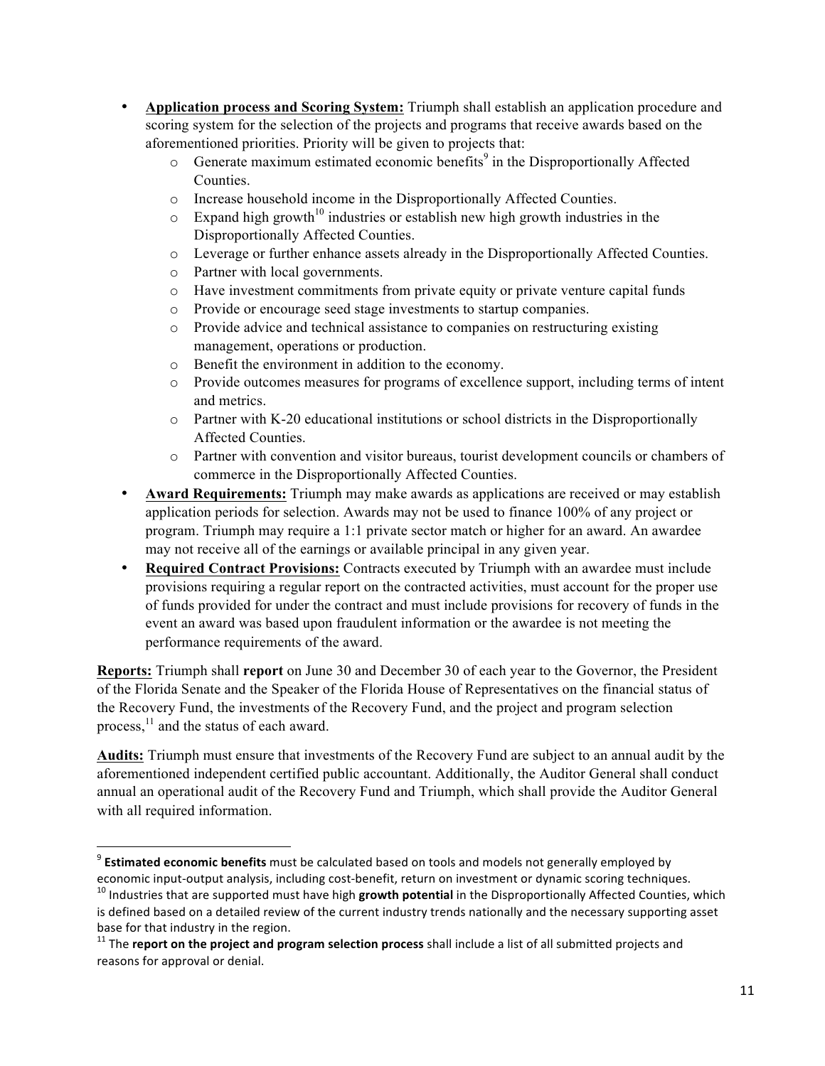- **Application process and Scoring System:** Triumph shall establish an application procedure and scoring system for the selection of the projects and programs that receive awards based on the aforementioned priorities. Priority will be given to projects that:
    - Generate maximum estimated economic benefits[9] in the Disproportionally Affected Counties.
    - Increase household income in the Disproportionally Affected Counties.
    - Expand high growth[10] industries or establish new high growth industries in the Disproportionally Affected Counties.
    - Leverage or further enhance assets already in the Disproportionally Affected Counties.
    - Partner with local governments.
    - Have investment commitments from private equity or private venture capital funds
    - Provide or encourage seed stage investments to startup companies.
    - Provide advice and technical assistance to companies on restructuring existing management, operations or production.
    - Benefit the environment in addition to the economy.
    - Provide outcomes measures for programs of excellence support, including terms of intent and metrics.
    - Partner with K-20 educational institutions or school districts in the Disproportionally Affected Counties.
    - Partner with convention and visitor bureaus, tourist development councils or chambers of commerce in the Disproportionally Affected Counties.
- **Award Requirements:** Triumph may make awards as applications are received or may establish application periods for selection. Awards may not be used to finance 100% of any project or program. Triumph may require a 1:1 private sector match or higher for an award. An awardee may not receive all of the earnings or available principal in any given year.
- **Required Contract Provisions:** Contracts executed by Triumph with an awardee must include provisions requiring a regular report on the contracted activities, must account for the proper use of funds provided for under the contract and must include provisions for recovery of funds in the event an award was based upon fraudulent information or the awardee is not meeting the performance requirements of the award.

**Reports:** Triumph shall **report** on June 30 and December 30 of each year to the Governor, the President of the Florida Senate and the Speaker of the Florida House of Representatives on the financial status of the Recovery Fund, the investments of the Recovery Fund, and the project and program selection process,[11] and the status of each award.

**Audits:** Triumph must ensure that investments of the Recovery Fund are subject to an annual audit by the aforementioned independent certified public accountant. Additionally, the Auditor General shall conduct annual an operational audit of the Recovery Fund and Triumph, which shall provide the Auditor General with all required information.

---

[9] **Estimated economic benefits** must be calculated based on tools and models not generally employed by economic input-output analysis, including cost-benefit, return on investment or dynamic scoring techniques.

[10] Industries that are supported must have high **growth potential** in the Disproportionally Affected Counties, which is defined based on a detailed review of the current industry trends nationally and the necessary supporting asset base for that industry in the region.

[11] The **report on the project and program selection process** shall include a list of all submitted projects and reasons for approval or denial.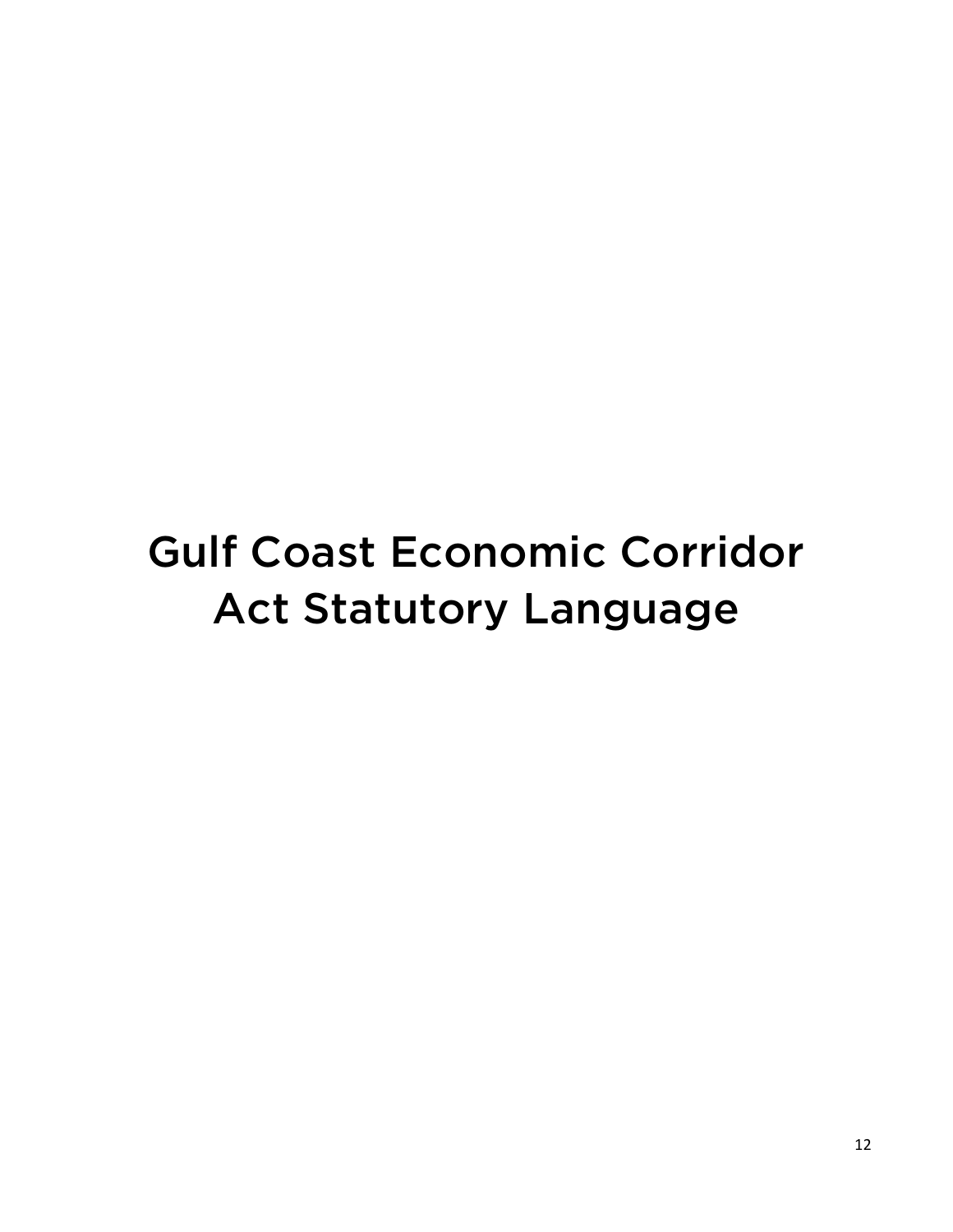# Gulf Coast Economic Corridor Act Statutory Language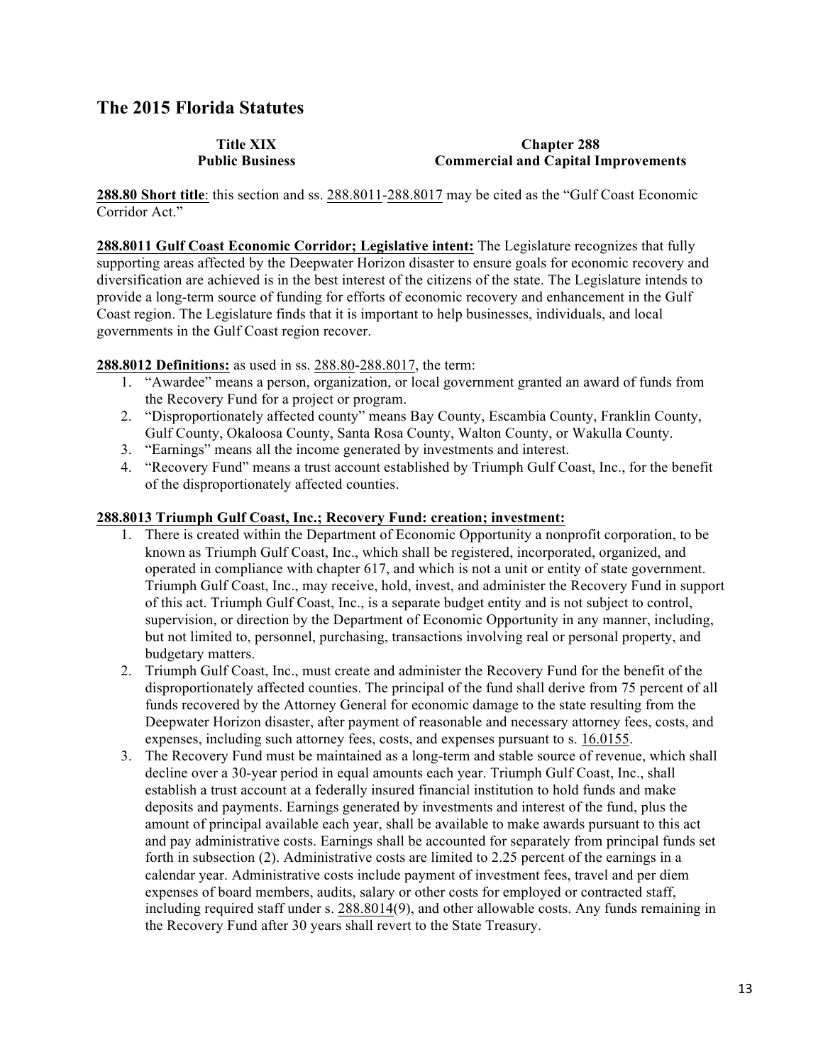## The 2015 Florida Statutes

**Title XIX**
**Public Business**

**Chapter 288**
**Commercial and Capital Improvements**

**288.80 Short title**: this section and ss. 288.8011-288.8017 may be cited as the "Gulf Coast Economic Corridor Act."

**288.8011 Gulf Coast Economic Corridor; Legislative intent:** The Legislature recognizes that fully supporting areas affected by the Deepwater Horizon disaster to ensure goals for economic recovery and diversification are achieved is in the best interest of the citizens of the state. The Legislature intends to provide a long-term source of funding for efforts of economic recovery and enhancement in the Gulf Coast region. The Legislature finds that it is important to help businesses, individuals, and local governments in the Gulf Coast region recover.

**288.8012 Definitions:** as used in ss. 288.80-288.8017, the term:

1. "Awardee" means a person, organization, or local government granted an award of funds from the Recovery Fund for a project or program.
2. "Disproportionately affected county" means Bay County, Escambia County, Franklin County, Gulf County, Okaloosa County, Santa Rosa County, Walton County, or Wakulla County.
3. "Earnings" means all the income generated by investments and interest.
4. "Recovery Fund" means a trust account established by Triumph Gulf Coast, Inc., for the benefit of the disproportionately affected counties.

**288.8013 Triumph Gulf Coast, Inc.; Recovery Fund: creation; investment:**

1. There is created within the Department of Economic Opportunity a nonprofit corporation, to be known as Triumph Gulf Coast, Inc., which shall be registered, incorporated, organized, and operated in compliance with chapter 617, and which is not a unit or entity of state government. Triumph Gulf Coast, Inc., may receive, hold, invest, and administer the Recovery Fund in support of this act. Triumph Gulf Coast, Inc., is a separate budget entity and is not subject to control, supervision, or direction by the Department of Economic Opportunity in any manner, including, but not limited to, personnel, purchasing, transactions involving real or personal property, and budgetary matters.
2. Triumph Gulf Coast, Inc., must create and administer the Recovery Fund for the benefit of the disproportionately affected counties. The principal of the fund shall derive from 75 percent of all funds recovered by the Attorney General for economic damage to the state resulting from the Deepwater Horizon disaster, after payment of reasonable and necessary attorney fees, costs, and expenses, including such attorney fees, costs, and expenses pursuant to s. 16.0155.
3. The Recovery Fund must be maintained as a long-term and stable source of revenue, which shall decline over a 30-year period in equal amounts each year. Triumph Gulf Coast, Inc., shall establish a trust account at a federally insured financial institution to hold funds and make deposits and payments. Earnings generated by investments and interest of the fund, plus the amount of principal available each year, shall be available to make awards pursuant to this act and pay administrative costs. Earnings shall be accounted for separately from principal funds set forth in subsection (2). Administrative costs are limited to 2.25 percent of the earnings in a calendar year. Administrative costs include payment of investment fees, travel and per diem expenses of board members, audits, salary or other costs for employed or contracted staff, including required staff under s. 288.8014(9), and other allowable costs. Any funds remaining in the Recovery Fund after 30 years shall revert to the State Treasury.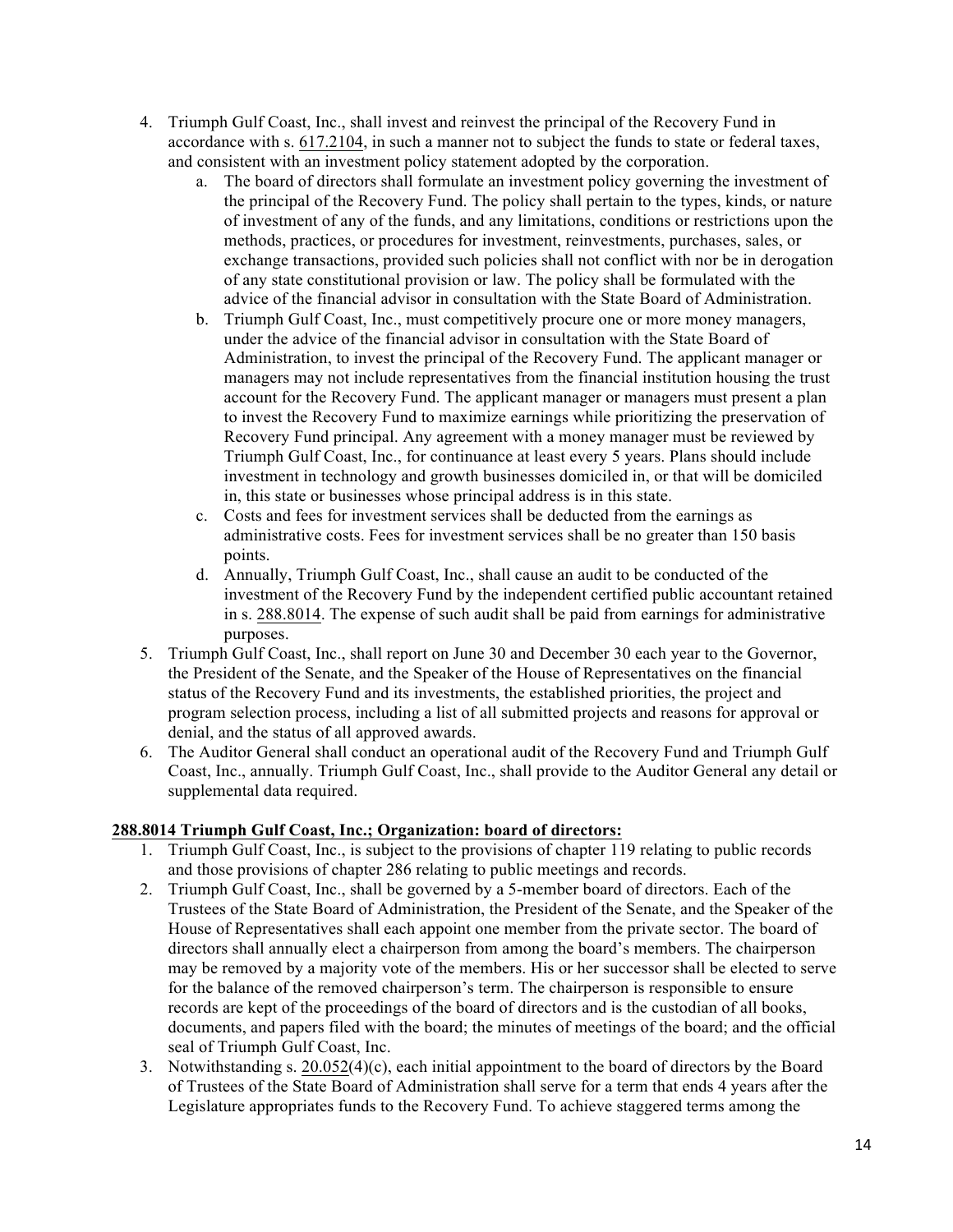4. Triumph Gulf Coast, Inc., shall invest and reinvest the principal of the Recovery Fund in accordance with s. 617.2104, in such a manner not to subject the funds to state or federal taxes, and consistent with an investment policy statement adopted by the corporation.
   a. The board of directors shall formulate an investment policy governing the investment of the principal of the Recovery Fund. The policy shall pertain to the types, kinds, or nature of investment of any of the funds, and any limitations, conditions or restrictions upon the methods, practices, or procedures for investment, reinvestments, purchases, sales, or exchange transactions, provided such policies shall not conflict with nor be in derogation of any state constitutional provision or law. The policy shall be formulated with the advice of the financial advisor in consultation with the State Board of Administration.
   b. Triumph Gulf Coast, Inc., must competitively procure one or more money managers, under the advice of the financial advisor in consultation with the State Board of Administration, to invest the principal of the Recovery Fund. The applicant manager or managers may not include representatives from the financial institution housing the trust account for the Recovery Fund. The applicant manager or managers must present a plan to invest the Recovery Fund to maximize earnings while prioritizing the preservation of Recovery Fund principal. Any agreement with a money manager must be reviewed by Triumph Gulf Coast, Inc., for continuance at least every 5 years. Plans should include investment in technology and growth businesses domiciled in, or that will be domiciled in, this state or businesses whose principal address is in this state.
   c. Costs and fees for investment services shall be deducted from the earnings as administrative costs. Fees for investment services shall be no greater than 150 basis points.
   d. Annually, Triumph Gulf Coast, Inc., shall cause an audit to be conducted of the investment of the Recovery Fund by the independent certified public accountant retained in s. 288.8014. The expense of such audit shall be paid from earnings for administrative purposes.
5. Triumph Gulf Coast, Inc., shall report on June 30 and December 30 each year to the Governor, the President of the Senate, and the Speaker of the House of Representatives on the financial status of the Recovery Fund and its investments, the established priorities, the project and program selection process, including a list of all submitted projects and reasons for approval or denial, and the status of all approved awards.
6. The Auditor General shall conduct an operational audit of the Recovery Fund and Triumph Gulf Coast, Inc., annually. Triumph Gulf Coast, Inc., shall provide to the Auditor General any detail or supplemental data required.

**288.8014 Triumph Gulf Coast, Inc.; Organization: board of directors:**

1. Triumph Gulf Coast, Inc., is subject to the provisions of chapter 119 relating to public records and those provisions of chapter 286 relating to public meetings and records.
2. Triumph Gulf Coast, Inc., shall be governed by a 5-member board of directors. Each of the Trustees of the State Board of Administration, the President of the Senate, and the Speaker of the House of Representatives shall each appoint one member from the private sector. The board of directors shall annually elect a chairperson from among the board's members. The chairperson may be removed by a majority vote of the members. His or her successor shall be elected to serve for the balance of the removed chairperson's term. The chairperson is responsible to ensure records are kept of the proceedings of the board of directors and is the custodian of all books, documents, and papers filed with the board; the minutes of meetings of the board; and the official seal of Triumph Gulf Coast, Inc.
3. Notwithstanding s. 20.052(4)(c), each initial appointment to the board of directors by the Board of Trustees of the State Board of Administration shall serve for a term that ends 4 years after the Legislature appropriates funds to the Recovery Fund. To achieve staggered terms among the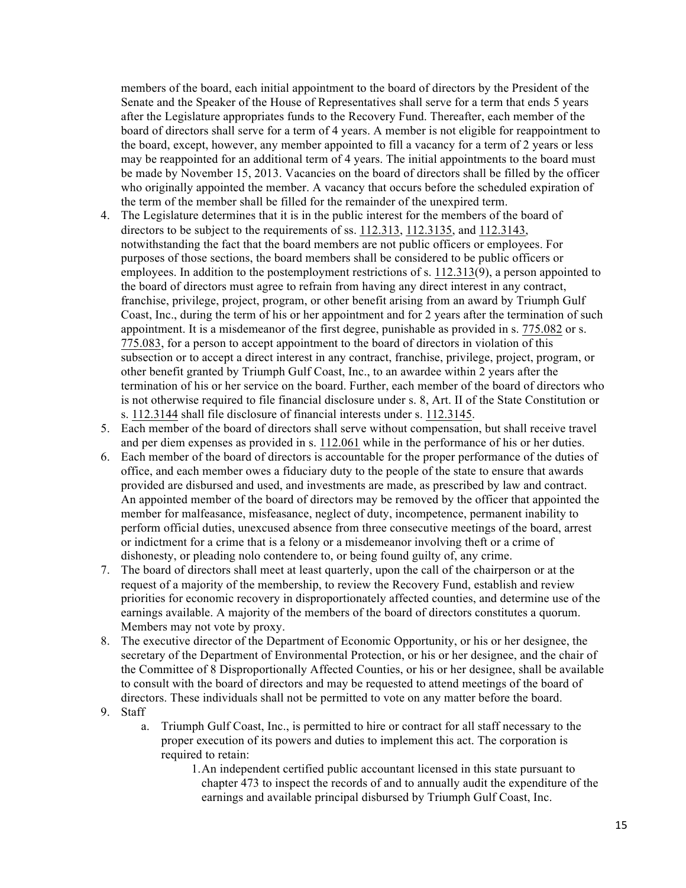members of the board, each initial appointment to the board of directors by the President of the Senate and the Speaker of the House of Representatives shall serve for a term that ends 5 years after the Legislature appropriates funds to the Recovery Fund. Thereafter, each member of the board of directors shall serve for a term of 4 years. A member is not eligible for reappointment to the board, except, however, any member appointed to fill a vacancy for a term of 2 years or less may be reappointed for an additional term of 4 years. The initial appointments to the board must be made by November 15, 2013. Vacancies on the board of directors shall be filled by the officer who originally appointed the member. A vacancy that occurs before the scheduled expiration of the term of the member shall be filled for the remainder of the unexpired term.

4. The Legislature determines that it is in the public interest for the members of the board of directors to be subject to the requirements of ss. 112.313, 112.3135, and 112.3143, notwithstanding the fact that the board members are not public officers or employees. For purposes of those sections, the board members shall be considered to be public officers or employees. In addition to the postemployment restrictions of s. 112.313(9), a person appointed to the board of directors must agree to refrain from having any direct interest in any contract, franchise, privilege, project, program, or other benefit arising from an award by Triumph Gulf Coast, Inc., during the term of his or her appointment and for 2 years after the termination of such appointment. It is a misdemeanor of the first degree, punishable as provided in s. 775.082 or s. 775.083, for a person to accept appointment to the board of directors in violation of this subsection or to accept a direct interest in any contract, franchise, privilege, project, program, or other benefit granted by Triumph Gulf Coast, Inc., to an awardee within 2 years after the termination of his or her service on the board. Further, each member of the board of directors who is not otherwise required to file financial disclosure under s. 8, Art. II of the State Constitution or s. 112.3144 shall file disclosure of financial interests under s. 112.3145.
5. Each member of the board of directors shall serve without compensation, but shall receive travel and per diem expenses as provided in s. 112.061 while in the performance of his or her duties.
6. Each member of the board of directors is accountable for the proper performance of the duties of office, and each member owes a fiduciary duty to the people of the state to ensure that awards provided are disbursed and used, and investments are made, as prescribed by law and contract. An appointed member of the board of directors may be removed by the officer that appointed the member for malfeasance, misfeasance, neglect of duty, incompetence, permanent inability to perform official duties, unexcused absence from three consecutive meetings of the board, arrest or indictment for a crime that is a felony or a misdemeanor involving theft or a crime of dishonesty, or pleading nolo contendere to, or being found guilty of, any crime.
7. The board of directors shall meet at least quarterly, upon the call of the chairperson or at the request of a majority of the membership, to review the Recovery Fund, establish and review priorities for economic recovery in disproportionately affected counties, and determine use of the earnings available. A majority of the members of the board of directors constitutes a quorum. Members may not vote by proxy.
8. The executive director of the Department of Economic Opportunity, or his or her designee, the secretary of the Department of Environmental Protection, or his or her designee, and the chair of the Committee of 8 Disproportionally Affected Counties, or his or her designee, shall be available to consult with the board of directors and may be requested to attend meetings of the board of directors. These individuals shall not be permitted to vote on any matter before the board.
9. Staff
   a. Triumph Gulf Coast, Inc., is permitted to hire or contract for all staff necessary to the proper execution of its powers and duties to implement this act. The corporation is required to retain:
      1. An independent certified public accountant licensed in this state pursuant to chapter 473 to inspect the records of and to annually audit the expenditure of the earnings and available principal disbursed by Triumph Gulf Coast, Inc.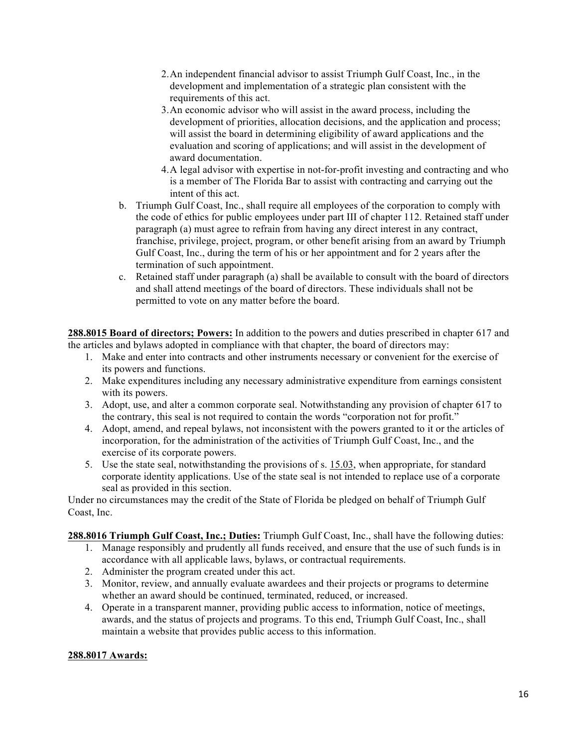2. An independent financial advisor to assist Triumph Gulf Coast, Inc., in the development and implementation of a strategic plan consistent with the requirements of this act.
   3. An economic advisor who will assist in the award process, including the development of priorities, allocation decisions, and the application and process; will assist the board in determining eligibility of award applications and the evaluation and scoring of applications; and will assist in the development of award documentation.
   4. A legal advisor with expertise in not-for-profit investing and contracting and who is a member of The Florida Bar to assist with contracting and carrying out the intent of this act.

b. Triumph Gulf Coast, Inc., shall require all employees of the corporation to comply with the code of ethics for public employees under part III of chapter 112. Retained staff under paragraph (a) must agree to refrain from having any direct interest in any contract, franchise, privilege, project, program, or other benefit arising from an award by Triumph Gulf Coast, Inc., during the term of his or her appointment and for 2 years after the termination of such appointment.

c. Retained staff under paragraph (a) shall be available to consult with the board of directors and shall attend meetings of the board of directors. These individuals shall not be permitted to vote on any matter before the board.

**288.8015 Board of directors; Powers:** In addition to the powers and duties prescribed in chapter 617 and the articles and bylaws adopted in compliance with that chapter, the board of directors may:

1. Make and enter into contracts and other instruments necessary or convenient for the exercise of its powers and functions.
2. Make expenditures including any necessary administrative expenditure from earnings consistent with its powers.
3. Adopt, use, and alter a common corporate seal. Notwithstanding any provision of chapter 617 to the contrary, this seal is not required to contain the words "corporation not for profit."
4. Adopt, amend, and repeal bylaws, not inconsistent with the powers granted to it or the articles of incorporation, for the administration of the activities of Triumph Gulf Coast, Inc., and the exercise of its corporate powers.
5. Use the state seal, notwithstanding the provisions of s. 15.03, when appropriate, for standard corporate identity applications. Use of the state seal is not intended to replace use of a corporate seal as provided in this section.

Under no circumstances may the credit of the State of Florida be pledged on behalf of Triumph Gulf Coast, Inc.

**288.8016 Triumph Gulf Coast, Inc.; Duties:** Triumph Gulf Coast, Inc., shall have the following duties:

1. Manage responsibly and prudently all funds received, and ensure that the use of such funds is in accordance with all applicable laws, bylaws, or contractual requirements.
2. Administer the program created under this act.
3. Monitor, review, and annually evaluate awardees and their projects or programs to determine whether an award should be continued, terminated, reduced, or increased.
4. Operate in a transparent manner, providing public access to information, notice of meetings, awards, and the status of projects and programs. To this end, Triumph Gulf Coast, Inc., shall maintain a website that provides public access to this information.

**288.8017 Awards:**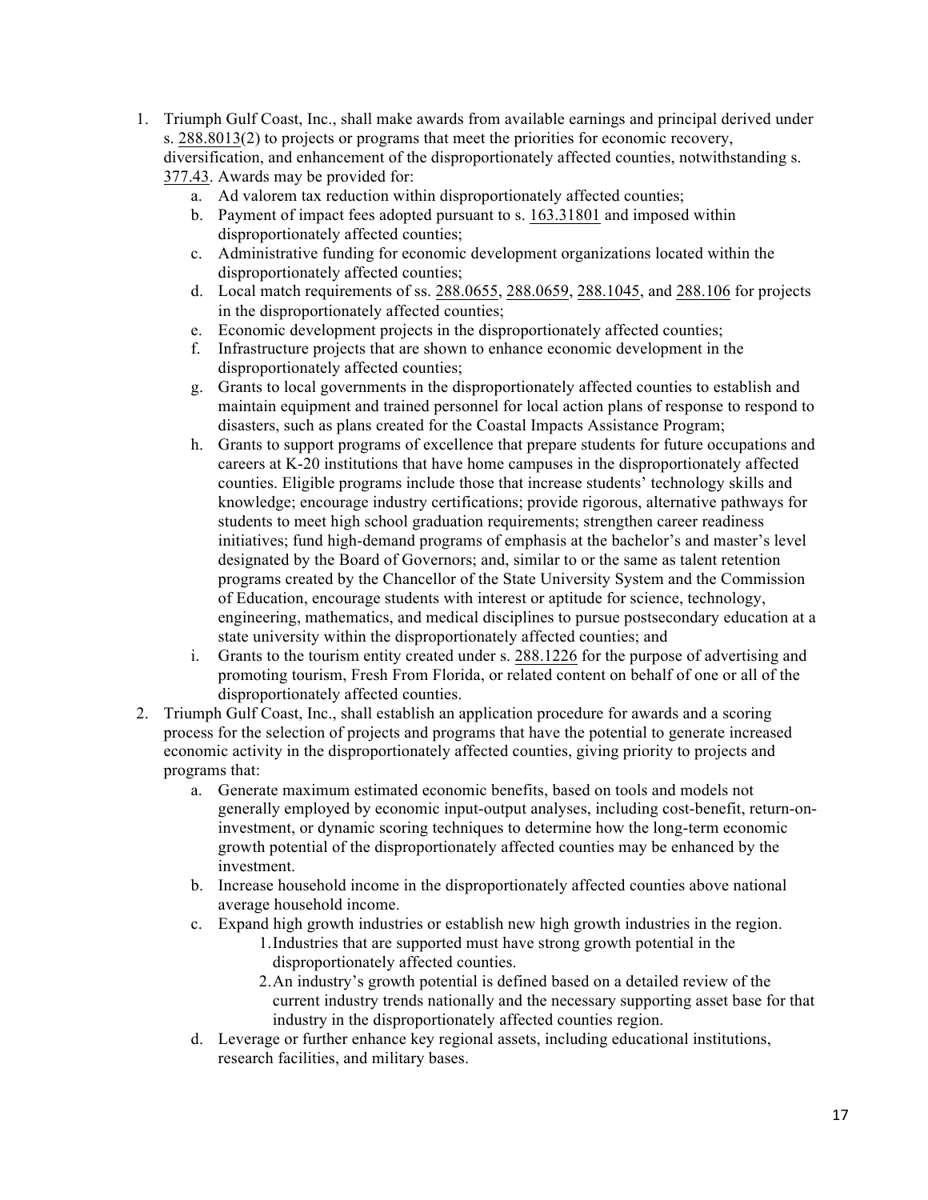1. Triumph Gulf Coast, Inc., shall make awards from available earnings and principal derived under s. 288.8013(2) to projects or programs that meet the priorities for economic recovery, diversification, and enhancement of the disproportionately affected counties, notwithstanding s. 377.43. Awards may be provided for:
    a. Ad valorem tax reduction within disproportionately affected counties;
    b. Payment of impact fees adopted pursuant to s. 163.31801 and imposed within disproportionately affected counties;
    c. Administrative funding for economic development organizations located within the disproportionately affected counties;
    d. Local match requirements of ss. 288.0655, 288.0659, 288.1045, and 288.106 for projects in the disproportionately affected counties;
    e. Economic development projects in the disproportionately affected counties;
    f. Infrastructure projects that are shown to enhance economic development in the disproportionately affected counties;
    g. Grants to local governments in the disproportionately affected counties to establish and maintain equipment and trained personnel for local action plans of response to respond to disasters, such as plans created for the Coastal Impacts Assistance Program;
    h. Grants to support programs of excellence that prepare students for future occupations and careers at K-20 institutions that have home campuses in the disproportionately affected counties. Eligible programs include those that increase students' technology skills and knowledge; encourage industry certifications; provide rigorous, alternative pathways for students to meet high school graduation requirements; strengthen career readiness initiatives; fund high-demand programs of emphasis at the bachelor's and master's level designated by the Board of Governors; and, similar to or the same as talent retention programs created by the Chancellor of the State University System and the Commission of Education, encourage students with interest or aptitude for science, technology, engineering, mathematics, and medical disciplines to pursue postsecondary education at a state university within the disproportionately affected counties; and
    i. Grants to the tourism entity created under s. 288.1226 for the purpose of advertising and promoting tourism, Fresh From Florida, or related content on behalf of one or all of the disproportionately affected counties.
2. Triumph Gulf Coast, Inc., shall establish an application procedure for awards and a scoring process for the selection of projects and programs that have the potential to generate increased economic activity in the disproportionately affected counties, giving priority to projects and programs that:
    a. Generate maximum estimated economic benefits, based on tools and models not generally employed by economic input-output analyses, including cost-benefit, return-on-investment, or dynamic scoring techniques to determine how the long-term economic growth potential of the disproportionately affected counties may be enhanced by the investment.
    b. Increase household income in the disproportionately affected counties above national average household income.
    c. Expand high growth industries or establish new high growth industries in the region.
        1. Industries that are supported must have strong growth potential in the disproportionately affected counties.
        2. An industry's growth potential is defined based on a detailed review of the current industry trends nationally and the necessary supporting asset base for that industry in the disproportionately affected counties region.
    d. Leverage or further enhance key regional assets, including educational institutions, research facilities, and military bases.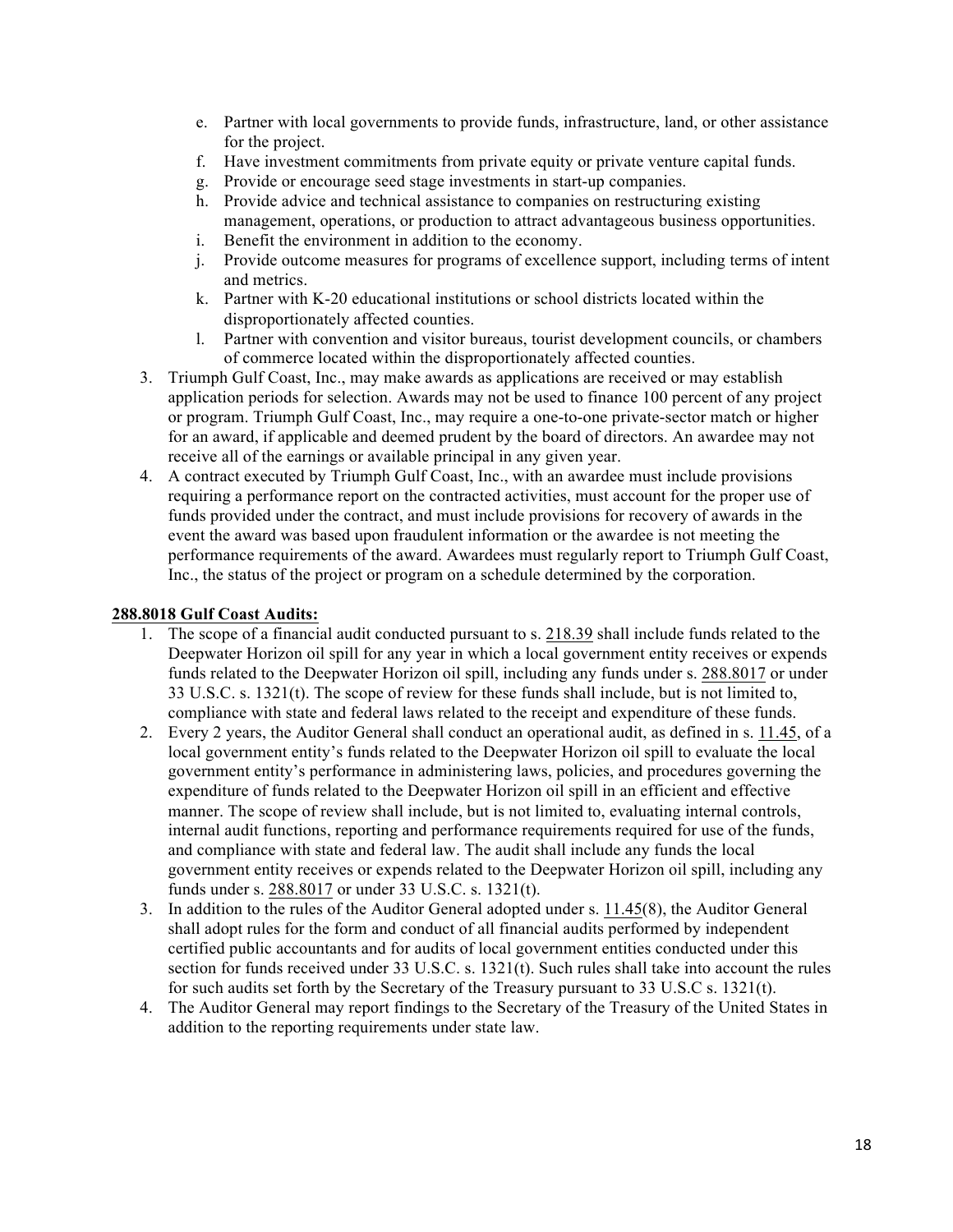e. Partner with local governments to provide funds, infrastructure, land, or other assistance for the project.
   f. Have investment commitments from private equity or private venture capital funds.
   g. Provide or encourage seed stage investments in start-up companies.
   h. Provide advice and technical assistance to companies on restructuring existing management, operations, or production to attract advantageous business opportunities.
   i. Benefit the environment in addition to the economy.
   j. Provide outcome measures for programs of excellence support, including terms of intent and metrics.
   k. Partner with K-20 educational institutions or school districts located within the disproportionately affected counties.
   l. Partner with convention and visitor bureaus, tourist development councils, or chambers of commerce located within the disproportionately affected counties.
3. Triumph Gulf Coast, Inc., may make awards as applications are received or may establish application periods for selection. Awards may not be used to finance 100 percent of any project or program. Triumph Gulf Coast, Inc., may require a one-to-one private-sector match or higher for an award, if applicable and deemed prudent by the board of directors. An awardee may not receive all of the earnings or available principal in any given year.
4. A contract executed by Triumph Gulf Coast, Inc., with an awardee must include provisions requiring a performance report on the contracted activities, must account for the proper use of funds provided under the contract, and must include provisions for recovery of awards in the event the award was based upon fraudulent information or the awardee is not meeting the performance requirements of the award. Awardees must regularly report to Triumph Gulf Coast, Inc., the status of the project or program on a schedule determined by the corporation.

**288.8018 Gulf Coast Audits:**

1. The scope of a financial audit conducted pursuant to s. 218.39 shall include funds related to the Deepwater Horizon oil spill for any year in which a local government entity receives or expends funds related to the Deepwater Horizon oil spill, including any funds under s. 288.8017 or under 33 U.S.C. s. 1321(t). The scope of review for these funds shall include, but is not limited to, compliance with state and federal laws related to the receipt and expenditure of these funds.
2. Every 2 years, the Auditor General shall conduct an operational audit, as defined in s. 11.45, of a local government entity's funds related to the Deepwater Horizon oil spill to evaluate the local government entity's performance in administering laws, policies, and procedures governing the expenditure of funds related to the Deepwater Horizon oil spill in an efficient and effective manner. The scope of review shall include, but is not limited to, evaluating internal controls, internal audit functions, reporting and performance requirements required for use of the funds, and compliance with state and federal law. The audit shall include any funds the local government entity receives or expends related to the Deepwater Horizon oil spill, including any funds under s. 288.8017 or under 33 U.S.C. s. 1321(t).
3. In addition to the rules of the Auditor General adopted under s. 11.45(8), the Auditor General shall adopt rules for the form and conduct of all financial audits performed by independent certified public accountants and for audits of local government entities conducted under this section for funds received under 33 U.S.C. s. 1321(t). Such rules shall take into account the rules for such audits set forth by the Secretary of the Treasury pursuant to 33 U.S.C s. 1321(t).
4. The Auditor General may report findings to the Secretary of the Treasury of the United States in addition to the reporting requirements under state law.